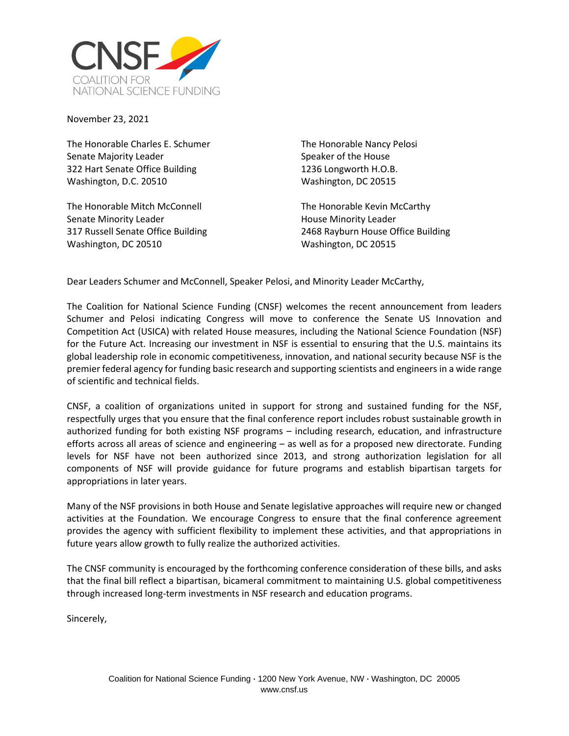CNSF
COALITION FOR
NATIONAL SCIENCE FUNDING

November 23, 2021

The Honorable Charles E. Schumer
Senate Majority Leader
322 Hart Senate Office Building
Washington, D.C. 20510

The Honorable Mitch McConnell
Senate Minority Leader
317 Russell Senate Office Building
Washington, DC 20510

The Honorable Nancy Pelosi
Speaker of the House
1236 Longworth H.O.B.
Washington, DC 20515

The Honorable Kevin McCarthy
House Minority Leader
2468 Rayburn House Office Building
Washington, DC 20515

Dear Leaders Schumer and McConnell, Speaker Pelosi, and Minority Leader McCarthy,

The Coalition for National Science Funding (CNSF) welcomes the recent announcement from leaders Schumer and Pelosi indicating Congress will move to conference the Senate US Innovation and Competition Act (USICA) with related House measures, including the National Science Foundation (NSF) for the Future Act. Increasing our investment in NSF is essential to ensuring that the U.S. maintains its global leadership role in economic competitiveness, innovation, and national security because NSF is the premier federal agency for funding basic research and supporting scientists and engineers in a wide range of scientific and technical fields.

CNSF, a coalition of organizations united in support for strong and sustained funding for the NSF, respectfully urges that you ensure that the final conference report includes robust sustainable growth in authorized funding for both existing NSF programs – including research, education, and infrastructure efforts across all areas of science and engineering – as well as for a proposed new directorate. Funding levels for NSF have not been authorized since 2013, and strong authorization legislation for all components of NSF will provide guidance for future programs and establish bipartisan targets for appropriations in later years.

Many of the NSF provisions in both House and Senate legislative approaches will require new or changed activities at the Foundation. We encourage Congress to ensure that the final conference agreement provides the agency with sufficient flexibility to implement these activities, and that appropriations in future years allow growth to fully realize the authorized activities.

The CNSF community is encouraged by the forthcoming conference consideration of these bills, and asks that the final bill reflect a bipartisan, bicameral commitment to maintaining U.S. global competitiveness through increased long-term investments in NSF research and education programs.

Sincerely,

Coalition for National Science Funding · 1200 New York Avenue, NW · Washington, DC 20005
www.cnsf.us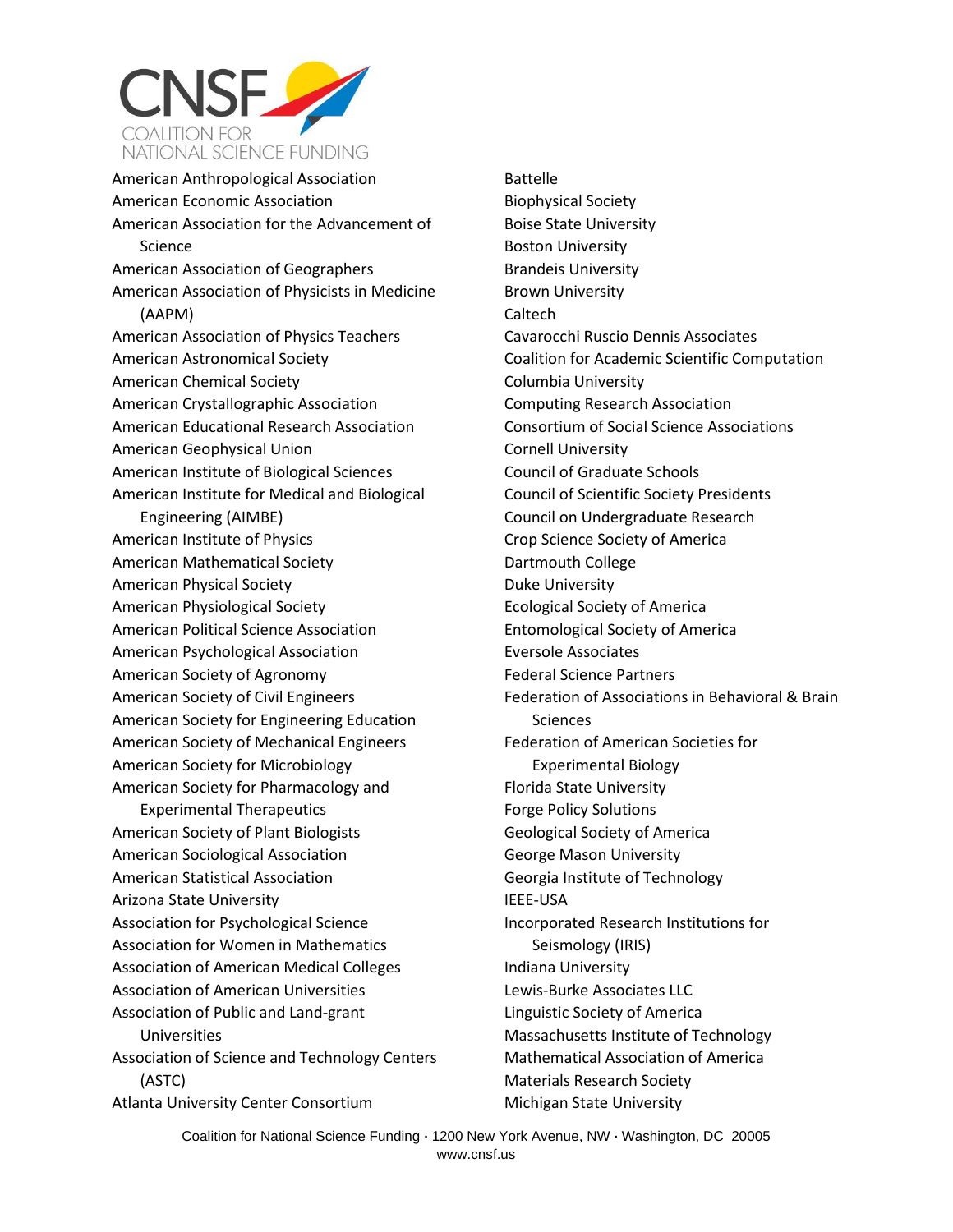**CNSF** COALITION FOR NATIONAL SCIENCE FUNDING

American Anthropological Association
American Economic Association
American Association for the Advancement of Science
American Association of Geographers
American Association of Physicists in Medicine (AAPM)
American Association of Physics Teachers
American Astronomical Society
American Chemical Society
American Crystallographic Association
American Educational Research Association
American Geophysical Union
American Institute of Biological Sciences
American Institute for Medical and Biological Engineering (AIMBE)
American Institute of Physics
American Mathematical Society
American Physical Society
American Physiological Society
American Political Science Association
American Psychological Association
American Society of Agronomy
American Society of Civil Engineers
American Society for Engineering Education
American Society of Mechanical Engineers
American Society for Microbiology
American Society for Pharmacology and Experimental Therapeutics
American Society of Plant Biologists
American Sociological Association
American Statistical Association
Arizona State University
Association for Psychological Science
Association for Women in Mathematics
Association of American Medical Colleges
Association of American Universities
Association of Public and Land-grant Universities
Association of Science and Technology Centers (ASTC)
Atlanta University Center Consortium
Battelle
Biophysical Society
Boise State University
Boston University
Brandeis University
Brown University
Caltech
Cavarocchi Ruscio Dennis Associates
Coalition for Academic Scientific Computation
Columbia University
Computing Research Association
Consortium of Social Science Associations
Cornell University
Council of Graduate Schools
Council of Scientific Society Presidents
Council on Undergraduate Research
Crop Science Society of America
Dartmouth College
Duke University
Ecological Society of America
Entomological Society of America
Eversole Associates
Federal Science Partners
Federation of Associations in Behavioral & Brain Sciences
Federation of American Societies for Experimental Biology
Florida State University
Forge Policy Solutions
Geological Society of America
George Mason University
Georgia Institute of Technology
IEEE-USA
Incorporated Research Institutions for Seismology (IRIS)
Indiana University
Lewis-Burke Associates LLC
Linguistic Society of America
Massachusetts Institute of Technology
Mathematical Association of America
Materials Research Society
Michigan State University

Coalition for National Science Funding · 1200 New York Avenue, NW · Washington, DC 20005
www.cnsf.us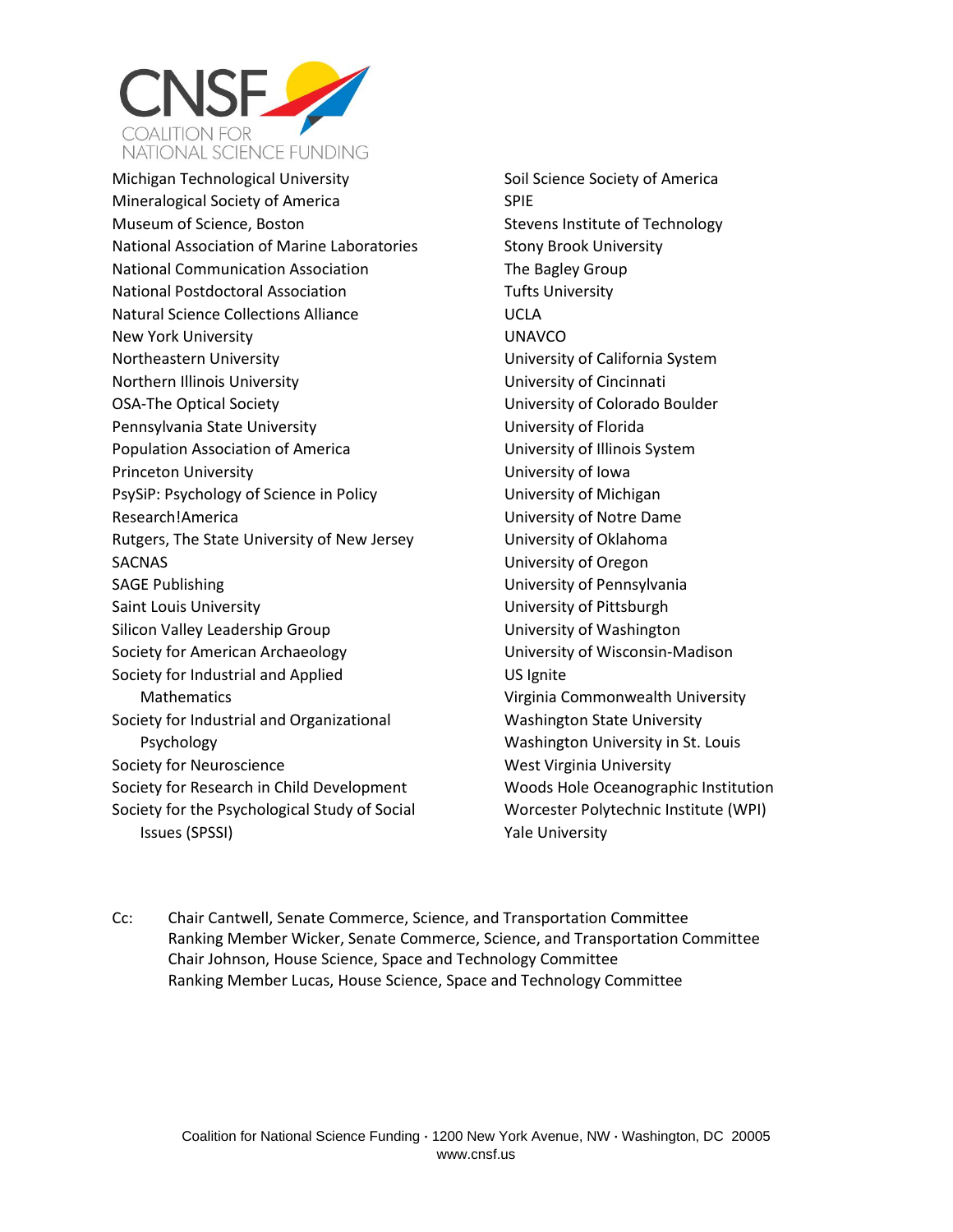Michigan Technological University
Mineralogical Society of America
Museum of Science, Boston
National Association of Marine Laboratories
National Communication Association
National Postdoctoral Association
Natural Science Collections Alliance
New York University
Northeastern University
Northern Illinois University
OSA-The Optical Society
Pennsylvania State University
Population Association of America
Princeton University
PsySiP: Psychology of Science in Policy
Research!America
Rutgers, The State University of New Jersey
SACNAS
SAGE Publishing
Saint Louis University
Silicon Valley Leadership Group
Society for American Archaeology
Society for Industrial and Applied Mathematics
Society for Industrial and Organizational Psychology
Society for Neuroscience
Society for Research in Child Development
Society for the Psychological Study of Social Issues (SPSSI)
Soil Science Society of America
SPIE
Stevens Institute of Technology
Stony Brook University
The Bagley Group
Tufts University
UCLA
UNAVCO
University of California System
University of Cincinnati
University of Colorado Boulder
University of Florida
University of Illinois System
University of Iowa
University of Michigan
University of Notre Dame
University of Oklahoma
University of Oregon
University of Pennsylvania
University of Pittsburgh
University of Washington
University of Wisconsin-Madison
US Ignite
Virginia Commonwealth University
Washington State University
Washington University in St. Louis
West Virginia University
Woods Hole Oceanographic Institution
Worcester Polytechnic Institute (WPI)
Yale University

Cc: Chair Cantwell, Senate Commerce, Science, and Transportation Committee
Ranking Member Wicker, Senate Commerce, Science, and Transportation Committee
Chair Johnson, House Science, Space and Technology Committee
Ranking Member Lucas, House Science, Space and Technology Committee